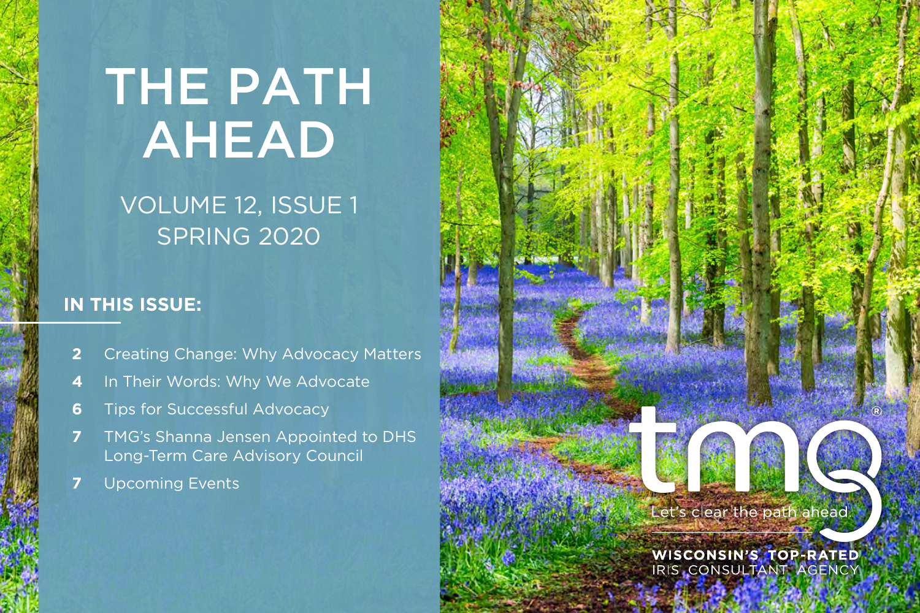# THE PATH AHEAD

VOLUME 12, ISSUE 1
SPRING 2020

## IN THIS ISSUE:

- **2** Creating Change: Why Advocacy Matters
- **4** In Their Words: Why We Advocate
- **6** Tips for Successful Advocacy
- **7** TMG's Shanna Jensen Appointed to DHS Long-Term Care Advisory Council
- **7** Upcoming Events

tmg®

Let's clear the path ahead.

**WISCONSIN'S TOP-RATED**
IRIS CONSULTANT AGENCY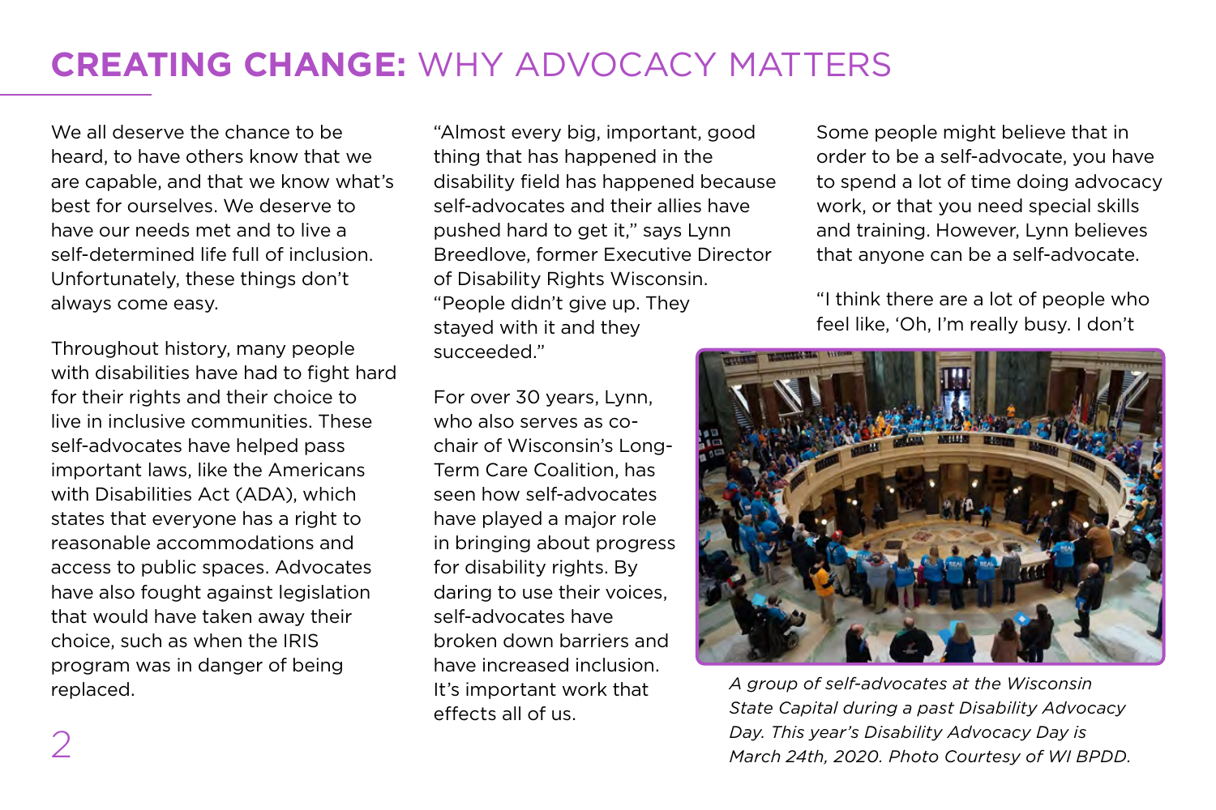# **CREATING CHANGE:** WHY ADVOCACY MATTERS

We all deserve the chance to be heard, to have others know that we are capable, and that we know what's best for ourselves. We deserve to have our needs met and to live a self-determined life full of inclusion. Unfortunately, these things don't always come easy.

Throughout history, many people with disabilities have had to fight hard for their rights and their choice to live in inclusive communities. These self-advocates have helped pass important laws, like the Americans with Disabilities Act (ADA), which states that everyone has a right to reasonable accommodations and access to public spaces. Advocates have also fought against legislation that would have taken away their choice, such as when the IRIS program was in danger of being replaced.

"Almost every big, important, good thing that has happened in the disability field has happened because self-advocates and their allies have pushed hard to get it," says Lynn Breedlove, former Executive Director of Disability Rights Wisconsin. "People didn't give up. They stayed with it and they succeeded."

For over 30 years, Lynn, who also serves as co-chair of Wisconsin's Long-Term Care Coalition, has seen how self-advocates have played a major role in bringing about progress for disability rights. By daring to use their voices, self-advocates have broken down barriers and have increased inclusion. It's important work that effects all of us.

Some people might believe that in order to be a self-advocate, you have to spend a lot of time doing advocacy work, or that you need special skills and training. However, Lynn believes that anyone can be a self-advocate.

"I think there are a lot of people who feel like, 'Oh, I'm really busy. I don't

*A group of self-advocates at the Wisconsin State Capital during a past Disability Advocacy Day. This year's Disability Advocacy Day is March 24th, 2020. Photo Courtesy of WI BPDD.*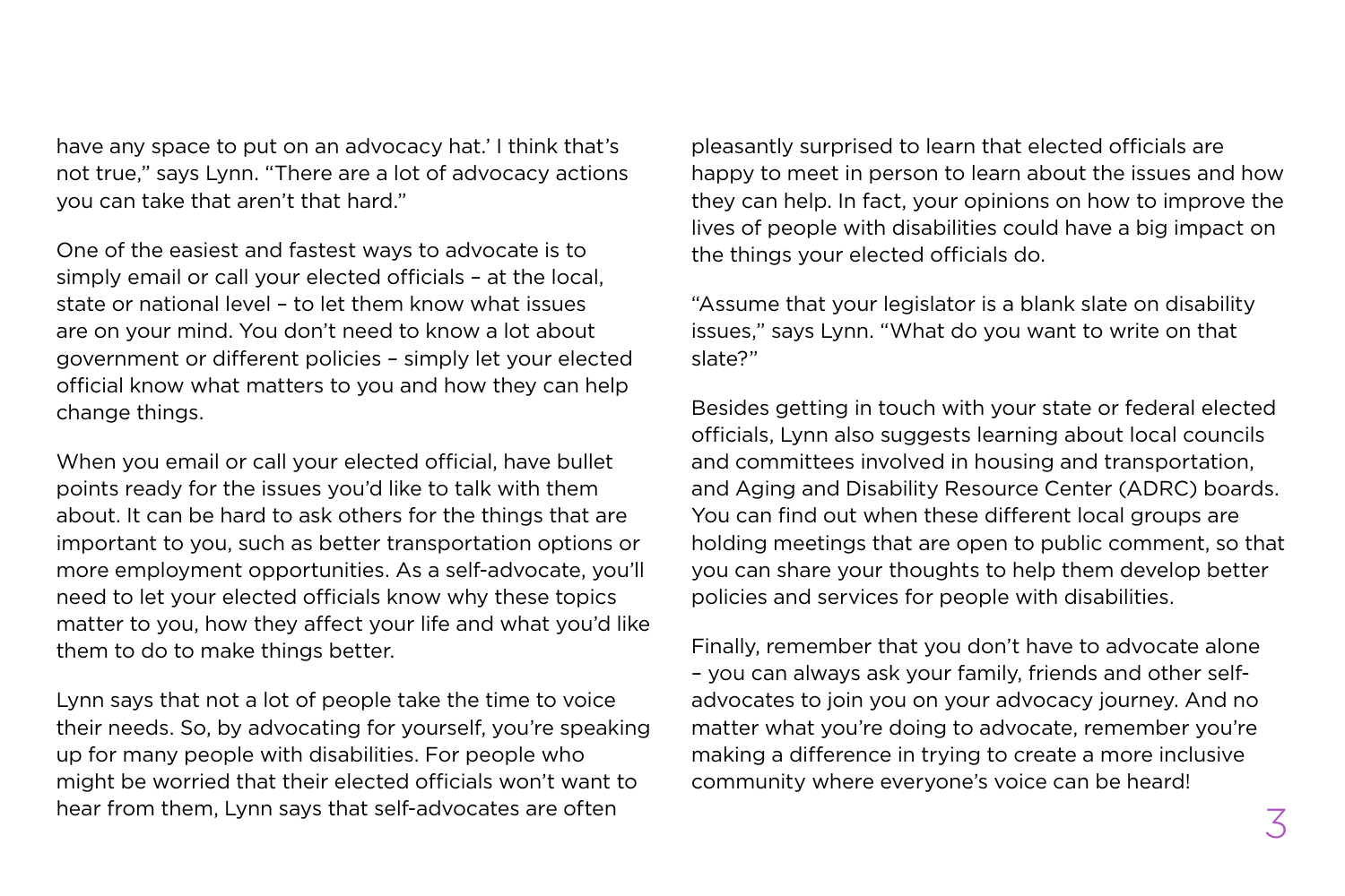have any space to put on an advocacy hat.' I think that's not true," says Lynn. "There are a lot of advocacy actions you can take that aren't that hard."

One of the easiest and fastest ways to advocate is to simply email or call your elected officials – at the local, state or national level – to let them know what issues are on your mind. You don't need to know a lot about government or different policies – simply let your elected official know what matters to you and how they can help change things.

When you email or call your elected official, have bullet points ready for the issues you'd like to talk with them about. It can be hard to ask others for the things that are important to you, such as better transportation options or more employment opportunities. As a self-advocate, you'll need to let your elected officials know why these topics matter to you, how they affect your life and what you'd like them to do to make things better.

Lynn says that not a lot of people take the time to voice their needs. So, by advocating for yourself, you're speaking up for many people with disabilities. For people who might be worried that their elected officials won't want to hear from them, Lynn says that self-advocates are often pleasantly surprised to learn that elected officials are happy to meet in person to learn about the issues and how they can help. In fact, your opinions on how to improve the lives of people with disabilities could have a big impact on the things your elected officials do.

"Assume that your legislator is a blank slate on disability issues," says Lynn. "What do you want to write on that slate?"

Besides getting in touch with your state or federal elected officials, Lynn also suggests learning about local councils and committees involved in housing and transportation, and Aging and Disability Resource Center (ADRC) boards. You can find out when these different local groups are holding meetings that are open to public comment, so that you can share your thoughts to help them develop better policies and services for people with disabilities.

Finally, remember that you don't have to advocate alone – you can always ask your family, friends and other self-advocates to join you on your advocacy journey. And no matter what you're doing to advocate, remember you're making a difference in trying to create a more inclusive community where everyone's voice can be heard!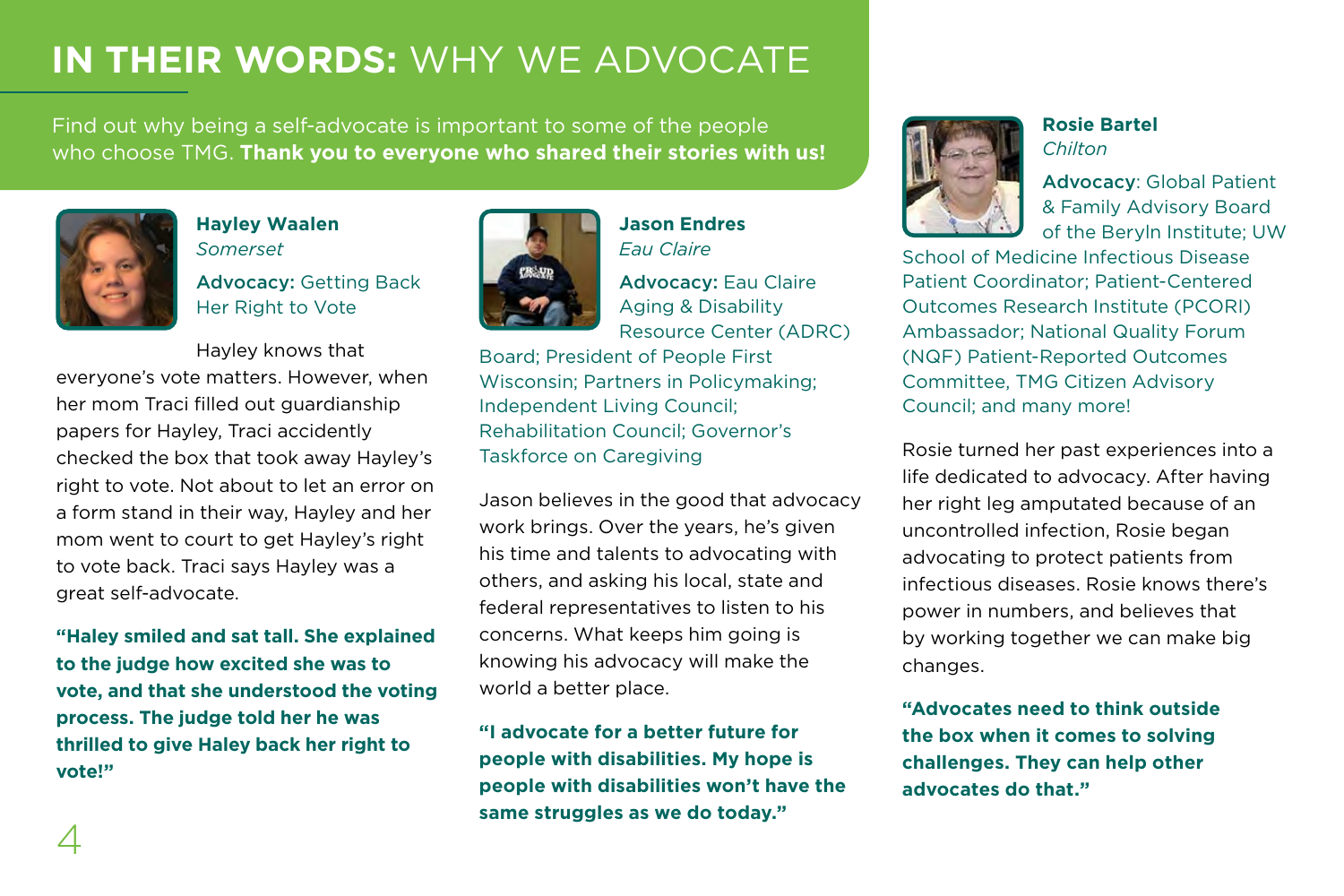# IN THEIR WORDS: WHY WE ADVOCATE

Find out why being a self-advocate is important to some of the people who choose TMG. **Thank you to everyone who shared their stories with us!**

**Hayley Waalen**
*Somerset*

**Advocacy:** Getting Back Her Right to Vote

Hayley knows that everyone's vote matters. However, when her mom Traci filled out guardianship papers for Hayley, Traci accidently checked the box that took away Hayley's right to vote. Not about to let an error on a form stand in their way, Hayley and her mom went to court to get Hayley's right to vote back. Traci says Hayley was a great self-advocate.

**"Haley smiled and sat tall. She explained to the judge how excited she was to vote, and that she understood the voting process. The judge told her he was thrilled to give Haley back her right to vote!"**

**Jason Endres**
*Eau Claire*

**Advocacy:** Eau Claire Aging & Disability Resource Center (ADRC) Board; President of People First Wisconsin; Partners in Policymaking; Independent Living Council; Rehabilitation Council; Governor's Taskforce on Caregiving

Jason believes in the good that advocacy work brings. Over the years, he's given his time and talents to advocating with others, and asking his local, state and federal representatives to listen to his concerns. What keeps him going is knowing his advocacy will make the world a better place.

**"I advocate for a better future for people with disabilities. My hope is people with disabilities won't have the same struggles as we do today."**

**Rosie Bartel**
*Chilton*

**Advocacy**: Global Patient & Family Advisory Board of the Beryln Institute; UW School of Medicine Infectious Disease Patient Coordinator; Patient-Centered Outcomes Research Institute (PCORI) Ambassador; National Quality Forum (NQF) Patient-Reported Outcomes Committee, TMG Citizen Advisory Council; and many more!

Rosie turned her past experiences into a life dedicated to advocacy. After having her right leg amputated because of an uncontrolled infection, Rosie began advocating to protect patients from infectious diseases. Rosie knows there's power in numbers, and believes that by working together we can make big changes.

**"Advocates need to think outside the box when it comes to solving challenges. They can help other advocates do that."**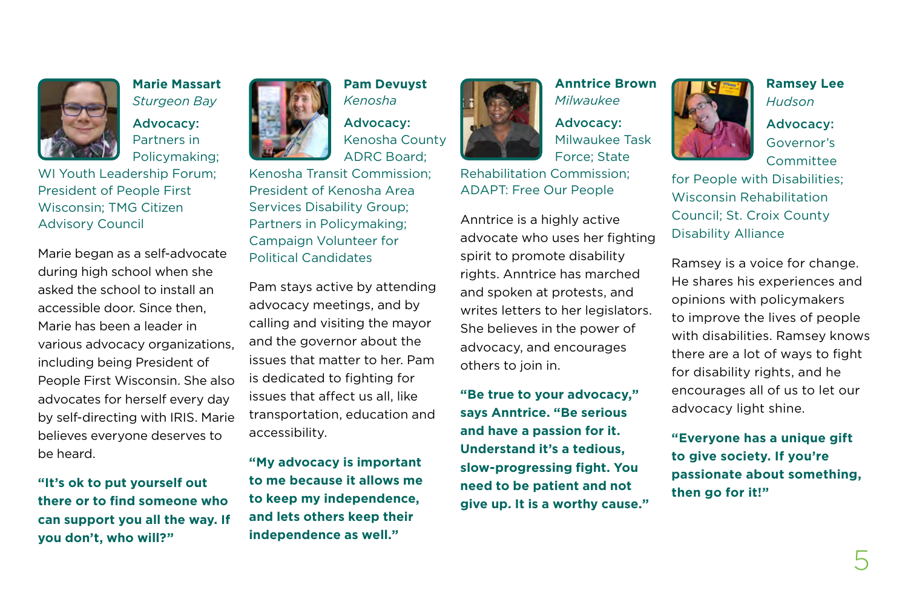### Marie Massart

*Sturgeon Bay*

**Advocacy:** Partners in Policymaking; WI Youth Leadership Forum; President of People First Wisconsin; TMG Citizen Advisory Council

Marie began as a self-advocate during high school when she asked the school to install an accessible door. Since then, Marie has been a leader in various advocacy organizations, including being President of People First Wisconsin. She also advocates for herself every day by self-directing with IRIS. Marie believes everyone deserves to be heard.

**"It's ok to put yourself out there or to find someone who can support you all the way. If you don't, who will?"**

### Pam Devuyst

*Kenosha*

**Advocacy:** Kenosha County ADRC Board; Kenosha Transit Commission; President of Kenosha Area Services Disability Group; Partners in Policymaking; Campaign Volunteer for Political Candidates

Pam stays active by attending advocacy meetings, and by calling and visiting the mayor and the governor about the issues that matter to her. Pam is dedicated to fighting for issues that affect us all, like transportation, education and accessibility.

**"My advocacy is important to me because it allows me to keep my independence, and lets others keep their independence as well."**

### Anntrice Brown

*Milwaukee*

**Advocacy:** Milwaukee Task Force; State Rehabilitation Commission; ADAPT: Free Our People

Anntrice is a highly active advocate who uses her fighting spirit to promote disability rights. Anntrice has marched and spoken at protests, and writes letters to her legislators. She believes in the power of advocacy, and encourages others to join in.

**"Be true to your advocacy," says Anntrice. "Be serious and have a passion for it. Understand it's a tedious, slow-progressing fight. You need to be patient and not give up. It is a worthy cause."**

### Ramsey Lee

*Hudson*

**Advocacy:** Governor's Committee for People with Disabilities; Wisconsin Rehabilitation Council; St. Croix County Disability Alliance

Ramsey is a voice for change. He shares his experiences and opinions with policymakers to improve the lives of people with disabilities. Ramsey knows there are a lot of ways to fight for disability rights, and he encourages all of us to let our advocacy light shine.

**"Everyone has a unique gift to give society. If you're passionate about something, then go for it!"**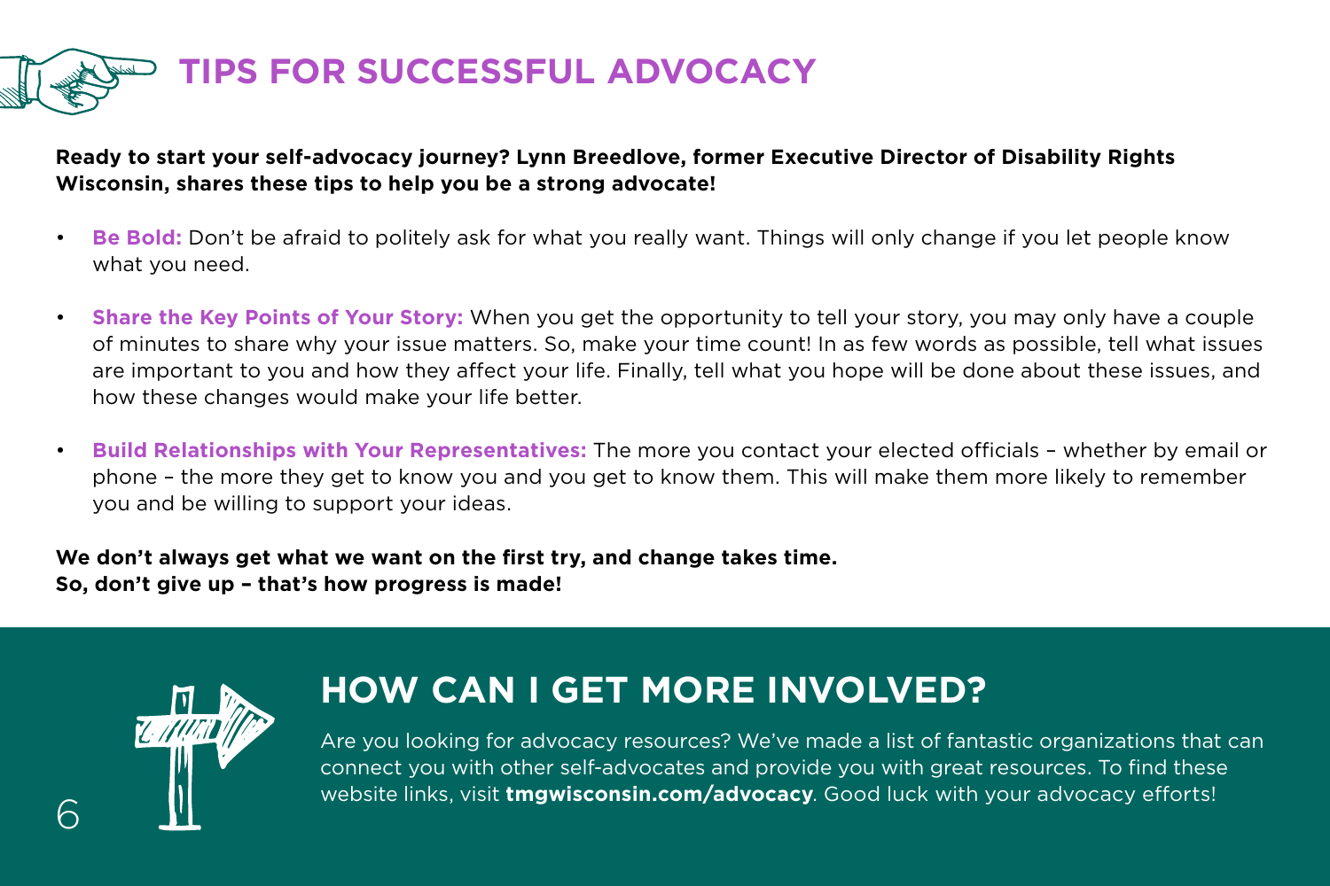# TIPS FOR SUCCESSFUL ADVOCACY

**Ready to start your self-advocacy journey? Lynn Breedlove, former Executive Director of Disability Rights Wisconsin, shares these tips to help you be a strong advocate!**

- **Be Bold:** Don't be afraid to politely ask for what you really want. Things will only change if you let people know what you need.
- **Share the Key Points of Your Story:** When you get the opportunity to tell your story, you may only have a couple of minutes to share why your issue matters. So, make your time count! In as few words as possible, tell what issues are important to you and how they affect your life. Finally, tell what you hope will be done about these issues, and how these changes would make your life better.
- **Build Relationships with Your Representatives:** The more you contact your elected officials – whether by email or phone – the more they get to know you and you get to know them. This will make them more likely to remember you and be willing to support your ideas.

**We don't always get what we want on the first try, and change takes time.
So, don't give up – that's how progress is made!**

## HOW CAN I GET MORE INVOLVED?

Are you looking for advocacy resources? We've made a list of fantastic organizations that can connect you with other self-advocates and provide you with great resources. To find these website links, visit **tmgwisconsin.com/advocacy**. Good luck with your advocacy efforts!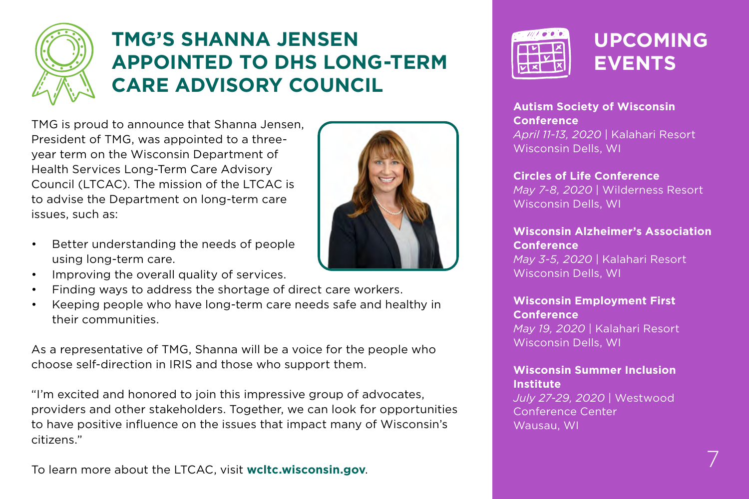# TMG'S SHANNA JENSEN APPOINTED TO DHS LONG-TERM CARE ADVISORY COUNCIL

TMG is proud to announce that Shanna Jensen, President of TMG, was appointed to a three-year term on the Wisconsin Department of Health Services Long-Term Care Advisory Council (LTCAC). The mission of the LTCAC is to advise the Department on long-term care issues, such as:

- Better understanding the needs of people using long-term care.
- Improving the overall quality of services.
- Finding ways to address the shortage of direct care workers.
- Keeping people who have long-term care needs safe and healthy in their communities.

As a representative of TMG, Shanna will be a voice for the people who choose self-direction in IRIS and those who support them.

"I'm excited and honored to join this impressive group of advocates, providers and other stakeholders. Together, we can look for opportunities to have positive influence on the issues that impact many of Wisconsin's citizens."

To learn more about the LTCAC, visit **wcltc.wisconsin.gov**.

# UPCOMING EVENTS

**Autism Society of Wisconsin Conference**
*April 11-13, 2020* | Kalahari Resort
Wisconsin Dells, WI

**Circles of Life Conference**
*May 7-8, 2020* | Wilderness Resort
Wisconsin Dells, WI

**Wisconsin Alzheimer's Association Conference**
*May 3-5, 2020* | Kalahari Resort
Wisconsin Dells, WI

**Wisconsin Employment First Conference**
*May 19, 2020* | Kalahari Resort
Wisconsin Dells, WI

**Wisconsin Summer Inclusion Institute**
*July 27-29, 2020* | Westwood Conference Center
Wausau, WI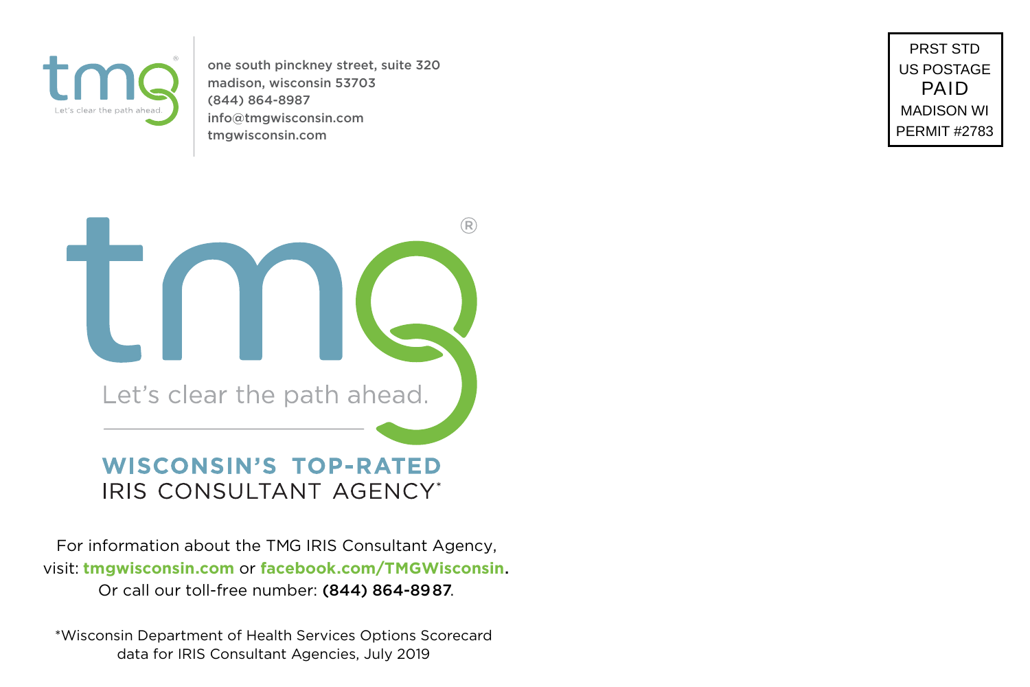tmg® Let's clear the path ahead.

one south pinckney street, suite 320
madison, wisconsin 53703
(844) 864-8987
info@tmgwisconsin.com
tmgwisconsin.com

PRST STD
US POSTAGE
PAID
MADISON WI
PERMIT #2783

tmg®

Let's clear the path ahead.

**WISCONSIN'S TOP-RATED**
IRIS CONSULTANT AGENCY*

For information about the TMG IRIS Consultant Agency,
visit: **tmgwisconsin.com** or **facebook.com/TMGWisconsin**.
Or call our toll-free number: **(844) 864-8987**.

*Wisconsin Department of Health Services Options Scorecard data for IRIS Consultant Agencies, July 2019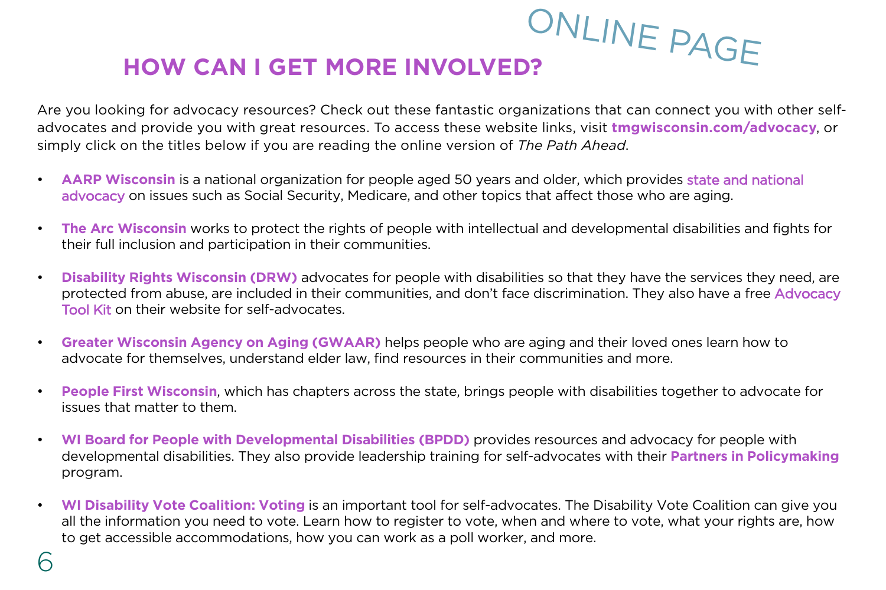ONLINE PAGE

## HOW CAN I GET MORE INVOLVED?

Are you looking for advocacy resources? Check out these fantastic organizations that can connect you with other self-advocates and provide you with great resources. To access these website links, visit **tmgwisconsin.com/advocacy**, or simply click on the titles below if you are reading the online version of *The Path Ahead*.

- **AARP Wisconsin** is a national organization for people aged 50 years and older, which provides state and national advocacy on issues such as Social Security, Medicare, and other topics that affect those who are aging.

- **The Arc Wisconsin** works to protect the rights of people with intellectual and developmental disabilities and fights for their full inclusion and participation in their communities.

- **Disability Rights Wisconsin (DRW)** advocates for people with disabilities so that they have the services they need, are protected from abuse, are included in their communities, and don't face discrimination. They also have a free Advocacy Tool Kit on their website for self-advocates.

- **Greater Wisconsin Agency on Aging (GWAAR)** helps people who are aging and their loved ones learn how to advocate for themselves, understand elder law, find resources in their communities and more.

- **People First Wisconsin**, which has chapters across the state, brings people with disabilities together to advocate for issues that matter to them.

- **WI Board for People with Developmental Disabilities (BPDD)** provides resources and advocacy for people with developmental disabilities. They also provide leadership training for self-advocates with their **Partners in Policymaking** program.

- **WI Disability Vote Coalition: Voting** is an important tool for self-advocates. The Disability Vote Coalition can give you all the information you need to vote. Learn how to register to vote, when and where to vote, what your rights are, how to get accessible accommodations, how you can work as a poll worker, and more.